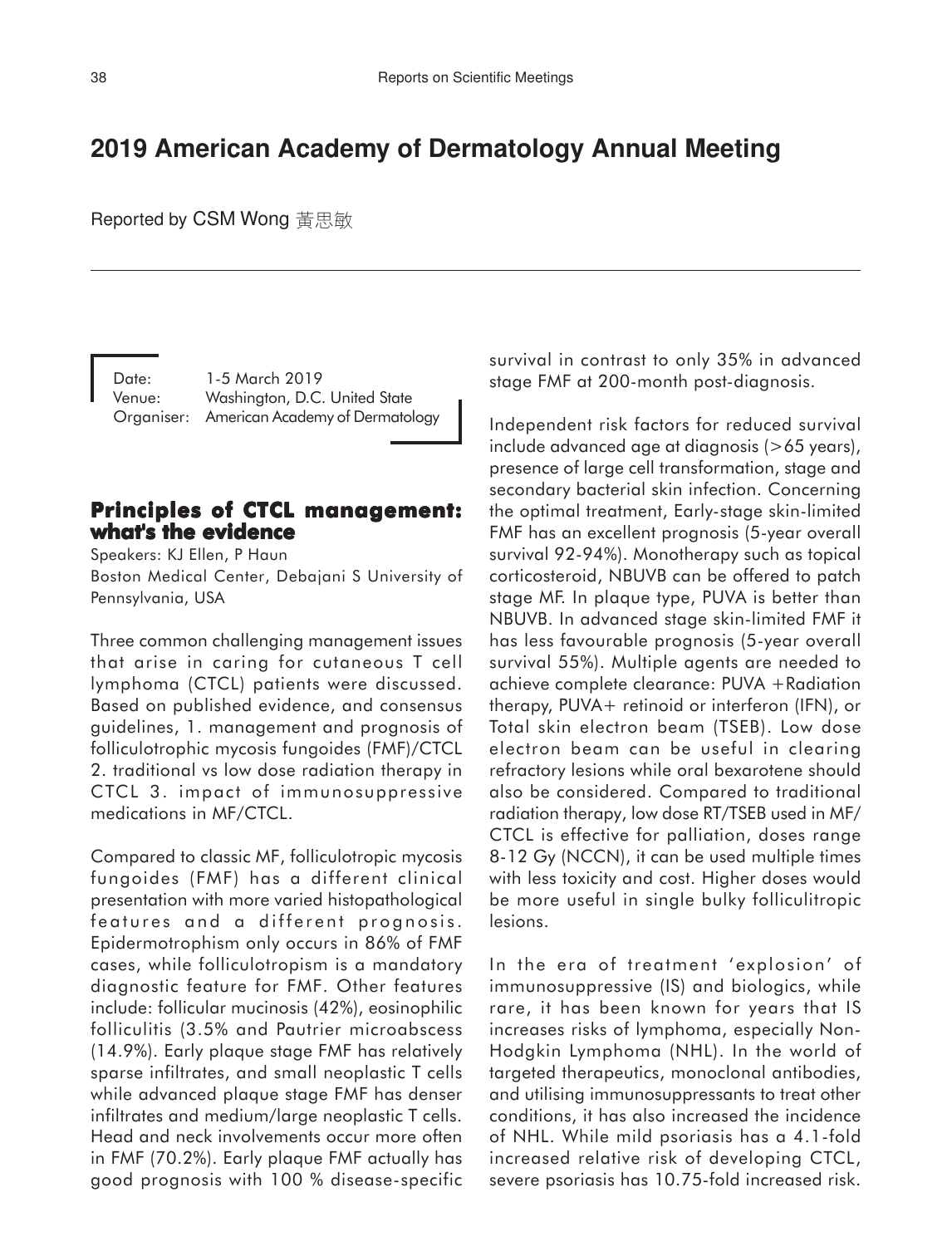# 2019 American Academy of Dermatology Annual Meeting

Reported by CSM Wong 黃思敏

Date: 1-5 March 2019
Venue: Washington, D.C. United State
Organiser: American Academy of Dermatology

## Principles of CTCL management: what's the evidence

Speakers: KJ Ellen, P Haun
Boston Medical Center, Debajani S University of Pennsylvania, USA

Three common challenging management issues that arise in caring for cutaneous T cell lymphoma (CTCL) patients were discussed. Based on published evidence, and consensus guidelines, 1. management and prognosis of folliculotrophic mycosis fungoides (FMF)/CTCL 2. traditional vs low dose radiation therapy in CTCL 3. impact of immunosuppressive medications in MF/CTCL.

Compared to classic MF, folliculotropic mycosis fungoides (FMF) has a different clinical presentation with more varied histopathological features and a different prognosis. Epidermotrophism only occurs in 86% of FMF cases, while folliculotropism is a mandatory diagnostic feature for FMF. Other features include: follicular mucinosis (42%), eosinophilic folliculitis (3.5% and Pautrier microabscess (14.9%). Early plaque stage FMF has relatively sparse infiltrates, and small neoplastic T cells while advanced plaque stage FMF has denser infiltrates and medium/large neoplastic T cells. Head and neck involvements occur more often in FMF (70.2%). Early plaque FMF actually has good prognosis with 100 % disease-specific survival in contrast to only 35% in advanced stage FMF at 200-month post-diagnosis.

Independent risk factors for reduced survival include advanced age at diagnosis (>65 years), presence of large cell transformation, stage and secondary bacterial skin infection. Concerning the optimal treatment, Early-stage skin-limited FMF has an excellent prognosis (5-year overall survival 92-94%). Monotherapy such as topical corticosteroid, NBUVB can be offered to patch stage MF. In plaque type, PUVA is better than NBUVB. In advanced stage skin-limited FMF it has less favourable prognosis (5-year overall survival 55%). Multiple agents are needed to achieve complete clearance: PUVA +Radiation therapy, PUVA+ retinoid or interferon (IFN), or Total skin electron beam (TSEB). Low dose electron beam can be useful in clearing refractory lesions while oral bexarotene should also be considered. Compared to traditional radiation therapy, low dose RT/TSEB used in MF/CTCL is effective for palliation, doses range 8-12 Gy (NCCN), it can be used multiple times with less toxicity and cost. Higher doses would be more useful in single bulky folliculitropic lesions.

In the era of treatment 'explosion' of immunosuppressive (IS) and biologics, while rare, it has been known for years that IS increases risks of lymphoma, especially Non-Hodgkin Lymphoma (NHL). In the world of targeted therapeutics, monoclonal antibodies, and utilising immunosuppressants to treat other conditions, it has also increased the incidence of NHL. While mild psoriasis has a 4.1-fold increased relative risk of developing CTCL, severe psoriasis has 10.75-fold increased risk.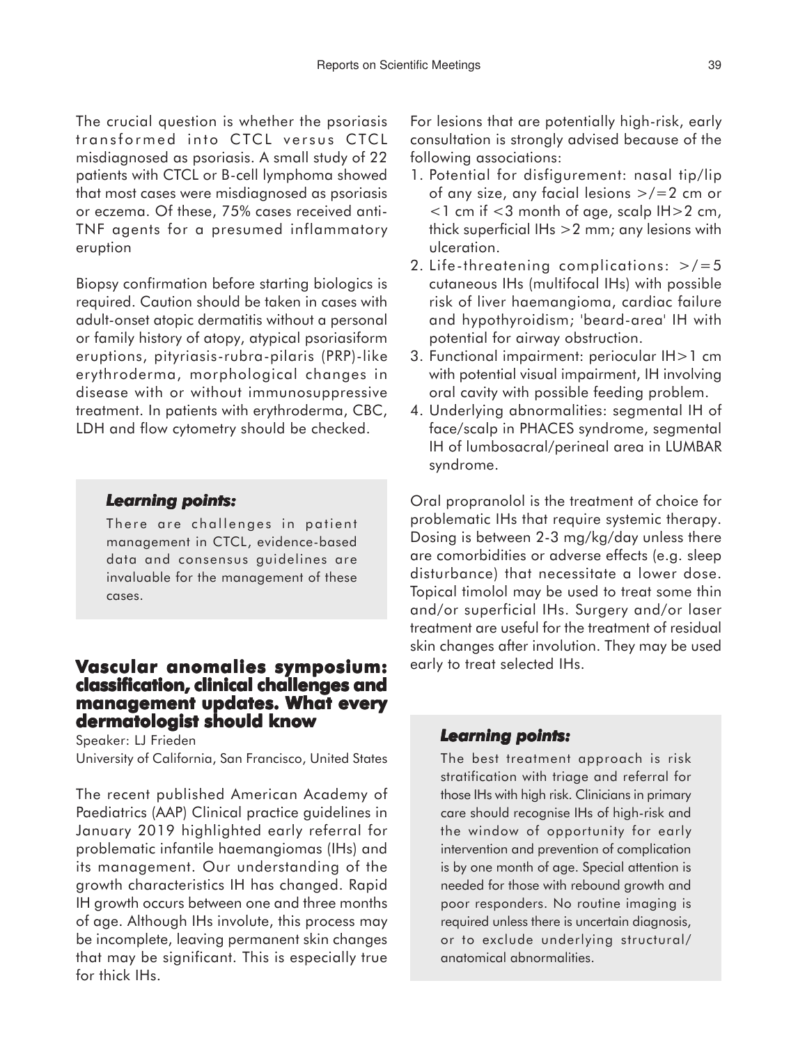The crucial question is whether the psoriasis transformed into CTCL versus CTCL misdiagnosed as psoriasis. A small study of 22 patients with CTCL or B-cell lymphoma showed that most cases were misdiagnosed as psoriasis or eczema. Of these, 75% cases received anti-TNF agents for a presumed inflammatory eruption

Biopsy confirmation before starting biologics is required. Caution should be taken in cases with adult-onset atopic dermatitis without a personal or family history of atopy, atypical psoriasiform eruptions, pityriasis-rubra-pilaris (PRP)-like erythroderma, morphological changes in disease with or without immunosuppressive treatment. In patients with erythroderma, CBC, LDH and flow cytometry should be checked.

> ***Learning points:***
>
> There are challenges in patient management in CTCL, evidence-based data and consensus guidelines are invaluable for the management of these cases.

## Vascular anomalies symposium: classification, clinical challenges and management updates. What every dermatologist should know

Speaker: LJ Frieden
University of California, San Francisco, United States

The recent published American Academy of Paediatrics (AAP) Clinical practice guidelines in January 2019 highlighted early referral for problematic infantile haemangiomas (IHs) and its management. Our understanding of the growth characteristics IH has changed. Rapid IH growth occurs between one and three months of age. Although IHs involute, this process may be incomplete, leaving permanent skin changes that may be significant. This is especially true for thick IHs.

For lesions that are potentially high-risk, early consultation is strongly advised because of the following associations:

1. Potential for disfigurement: nasal tip/lip of any size, any facial lesions >/=2 cm or <1 cm if <3 month of age, scalp IH>2 cm, thick superficial IHs >2 mm; any lesions with ulceration.
2. Life-threatening complications: >/=5 cutaneous IHs (multifocal IHs) with possible risk of liver haemangioma, cardiac failure and hypothyroidism; 'beard-area' IH with potential for airway obstruction.
3. Functional impairment: periocular IH>1 cm with potential visual impairment, IH involving oral cavity with possible feeding problem.
4. Underlying abnormalities: segmental IH of face/scalp in PHACES syndrome, segmental IH of lumbosacral/perineal area in LUMBAR syndrome.

Oral propranolol is the treatment of choice for problematic IHs that require systemic therapy. Dosing is between 2-3 mg/kg/day unless there are comorbidities or adverse effects (e.g. sleep disturbance) that necessitate a lower dose. Topical timolol may be used to treat some thin and/or superficial IHs. Surgery and/or laser treatment are useful for the treatment of residual skin changes after involution. They may be used early to treat selected IHs.

> ***Learning points:***
>
> The best treatment approach is risk stratification with triage and referral for those IHs with high risk. Clinicians in primary care should recognise IHs of high-risk and the window of opportunity for early intervention and prevention of complication is by one month of age. Special attention is needed for those with rebound growth and poor responders. No routine imaging is required unless there is uncertain diagnosis, or to exclude underlying structural/anatomical abnormalities.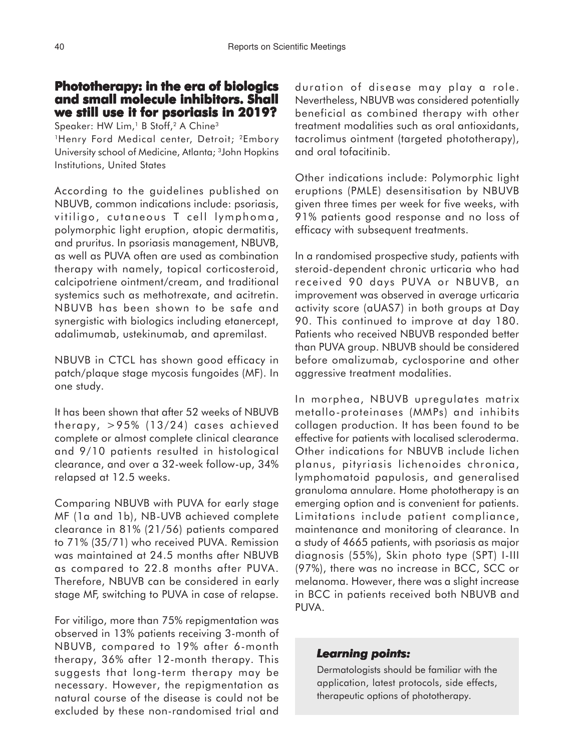## Phototherapy: in the era of biologics and small molecule inhibitors. Shall we still use it for psoriasis in 2019?

Speaker: HW Lim,[1] B Stoff,[2] A Chine[3]

[1]Henry Ford Medical center, Detroit; [2]Embory University school of Medicine, Atlanta; [3]John Hopkins Institutions, United States

According to the guidelines published on NBUVB, common indications include: psoriasis, vitiligo, cutaneous T cell lymphoma, polymorphic light eruption, atopic dermatitis, and pruritus. In psoriasis management, NBUVB, as well as PUVA often are used as combination therapy with namely, topical corticosteroid, calcipotriene ointment/cream, and traditional systemics such as methotrexate, and acitretin. NBUVB has been shown to be safe and synergistic with biologics including etanercept, adalimumab, ustekinumab, and apremilast.

NBUVB in CTCL has shown good efficacy in patch/plaque stage mycosis fungoides (MF). In one study.

It has been shown that after 52 weeks of NBUVB therapy, >95% (13/24) cases achieved complete or almost complete clinical clearance and 9/10 patients resulted in histological clearance, and over a 32-week follow-up, 34% relapsed at 12.5 weeks.

Comparing NBUVB with PUVA for early stage MF (1a and 1b), NB-UVB achieved complete clearance in 81% (21/56) patients compared to 71% (35/71) who received PUVA. Remission was maintained at 24.5 months after NBUVB as compared to 22.8 months after PUVA. Therefore, NBUVB can be considered in early stage MF, switching to PUVA in case of relapse.

For vitiligo, more than 75% repigmentation was observed in 13% patients receiving 3-month of NBUVB, compared to 19% after 6-month therapy, 36% after 12-month therapy. This suggests that long-term therapy may be necessary. However, the repigmentation as natural course of the disease is could not be excluded by these non-randomised trial and duration of disease may play a role. Nevertheless, NBUVB was considered potentially beneficial as combined therapy with other treatment modalities such as oral antioxidants, tacrolimus ointment (targeted phototherapy), and oral tofacitinib.

Other indications include: Polymorphic light eruptions (PMLE) desensitisation by NBUVB given three times per week for five weeks, with 91% patients good response and no loss of efficacy with subsequent treatments.

In a randomised prospective study, patients with steroid-dependent chronic urticaria who had received 90 days PUVA or NBUVB, an improvement was observed in average urticaria activity score (aUAS7) in both groups at Day 90. This continued to improve at day 180. Patients who received NBUVB responded better than PUVA group. NBUVB should be considered before omalizumab, cyclosporine and other aggressive treatment modalities.

In morphea, NBUVB upregulates matrix metallo-proteinases (MMPs) and inhibits collagen production. It has been found to be effective for patients with localised scleroderma. Other indications for NBUVB include lichen planus, pityriasis lichenoides chronica, lymphomatoid papulosis, and generalised granuloma annulare. Home phototherapy is an emerging option and is convenient for patients. Limitations include patient compliance, maintenance and monitoring of clearance. In a study of 4665 patients, with psoriasis as major diagnosis (55%), Skin photo type (SPT) I-III (97%), there was no increase in BCC, SCC or melanoma. However, there was a slight increase in BCC in patients received both NBUVB and PUVA.

### *Learning points:*

Dermatologists should be familiar with the application, latest protocols, side effects, therapeutic options of phototherapy.